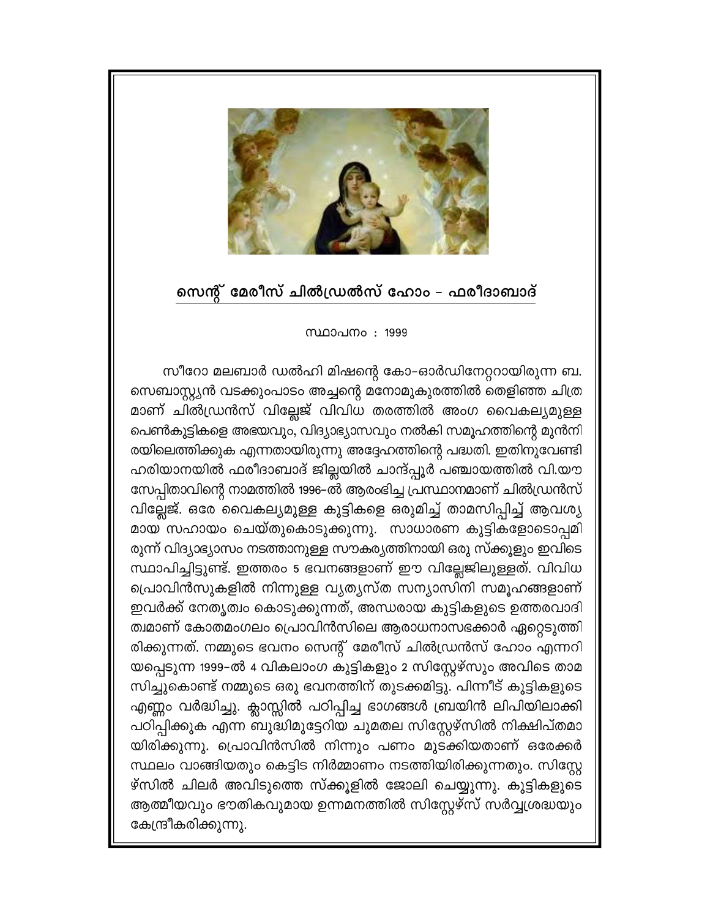## സെന്റ് മേരീസ് ചിൽഡ്രൽസ് ഹോം – ഫരീദാബാദ്

സ്ഥാപനം : 1999

സീറോ മലബാർ ഡൽഹി മിഷന്റെ കോ–ഓർഡിനേറ്ററായിരുന്ന ബ. സെബാസ്റ്റ്യൻ വടക്കുംപാടം അച്ചന്റെ മനോമുകുരത്തിൽ തെളിഞ്ഞ ചിത്രമാണ് ചിൽഡ്രൻസ് വില്ലേജ് വിവിധ തരത്തിൽ അംഗ വൈകല്യമുള്ള പെൺകുട്ടികളെ അഭയവും, വിദ്യാഭ്യാസവും നൽകി സമൂഹത്തിന്റെ മുൻനിരയിലെത്തിക്കുക എന്നതായിരുന്നു അദ്ദേഹത്തിന്റെ പദ്ധതി. ഇതിനുവേണ്ടി ഹരിയാനയിൽ ഫരീദാബാദ് ജില്ലയിൽ ചാന്ദ്പ്പൂർ പഞ്ചായത്തിൽ വി.യൗസേപ്പിതാവിന്റെ നാമത്തിൽ 1996–ൽ ആരംഭിച്ച പ്രസ്ഥാനമാണ് ചിൽഡ്രൻസ് വില്ലേജ്. ഒരേ വൈകല്യമുള്ള കുട്ടികളെ ഒരുമിച്ച് താമസിപ്പിച്ച് ആവശ്യമായ സഹായം ചെയ്തുകൊടുക്കുന്നു. സാധാരണ കുട്ടികളോടൊപ്പമിരുന്ന് വിദ്യാഭ്യാസം നടത്താനുള്ള സൗകര്യത്തിനായി ഒരു സ്ക്കൂളും ഇവിടെ സ്ഥാപിച്ചിട്ടുണ്ട്. ഇത്തരം 5 ഭവനങ്ങളാണ് ഈ വില്ലേജിലുള്ളത്. വിവിധ പ്രൊവിൻസുകളിൽ നിന്നുള്ള വ്യത്യസ്ത സന്യാസിനി സമൂഹങ്ങളാണ് ഇവർക്ക് നേതൃത്വം കൊടുക്കുന്നത്, അന്ധരായ കുട്ടികളുടെ ഉത്തരവാദിത്വമാണ് കോതമംഗലം പ്രൊവിൻസിലെ ആരാധനാസഭക്കാർ ഏറ്റെടുത്തിരിക്കുന്നത്. നമ്മുടെ ഭവനം സെന്റ് മേരീസ് ചിൽഡ്രൻസ് ഹോം എന്നറിയപ്പെടുന്ന 1999–ൽ 4 വികലാംഗ കുട്ടികളും 2 സിസ്റ്റേഴ്സും അവിടെ താമസിച്ചുകൊണ്ട് നമ്മുടെ ഒരു ഭവനത്തിന് തുടക്കമിട്ടു. പിന്നീട് കുട്ടികളുടെ എണ്ണം വർദ്ധിച്ചു. ക്ലാസ്സിൽ പഠിപ്പിച്ച ഭാഗങ്ങൾ ബ്രയിൻ ലിപിയിലാക്കി പഠിപ്പിക്കുക എന്ന ബുദ്ധിമുട്ടേറിയ ചുമതല സിസ്റ്റേഴ്സിൽ നിക്ഷിപ്തമായിരിക്കുന്നു. പ്രൊവിൻസിൽ നിന്നും പണം മുടക്കിയതാണ് ഒരേക്കർ സ്ഥലം വാങ്ങിയതും കെട്ടിട നിർമ്മാണം നടത്തിയിരിക്കുന്നതും. സിസ്റ്റേഴ്സിൽ ചിലർ അവിടുത്തെ സ്ക്കൂളിൽ ജോലി ചെയ്യുന്നു. കുട്ടികളുടെ ആത്മീയവും ഭൗതികവുമായ ഉന്നമനത്തിൽ സിസ്റ്റേഴ്സ് സർവ്വശ്രദ്ധയും കേന്ദ്രീകരിക്കുന്നു.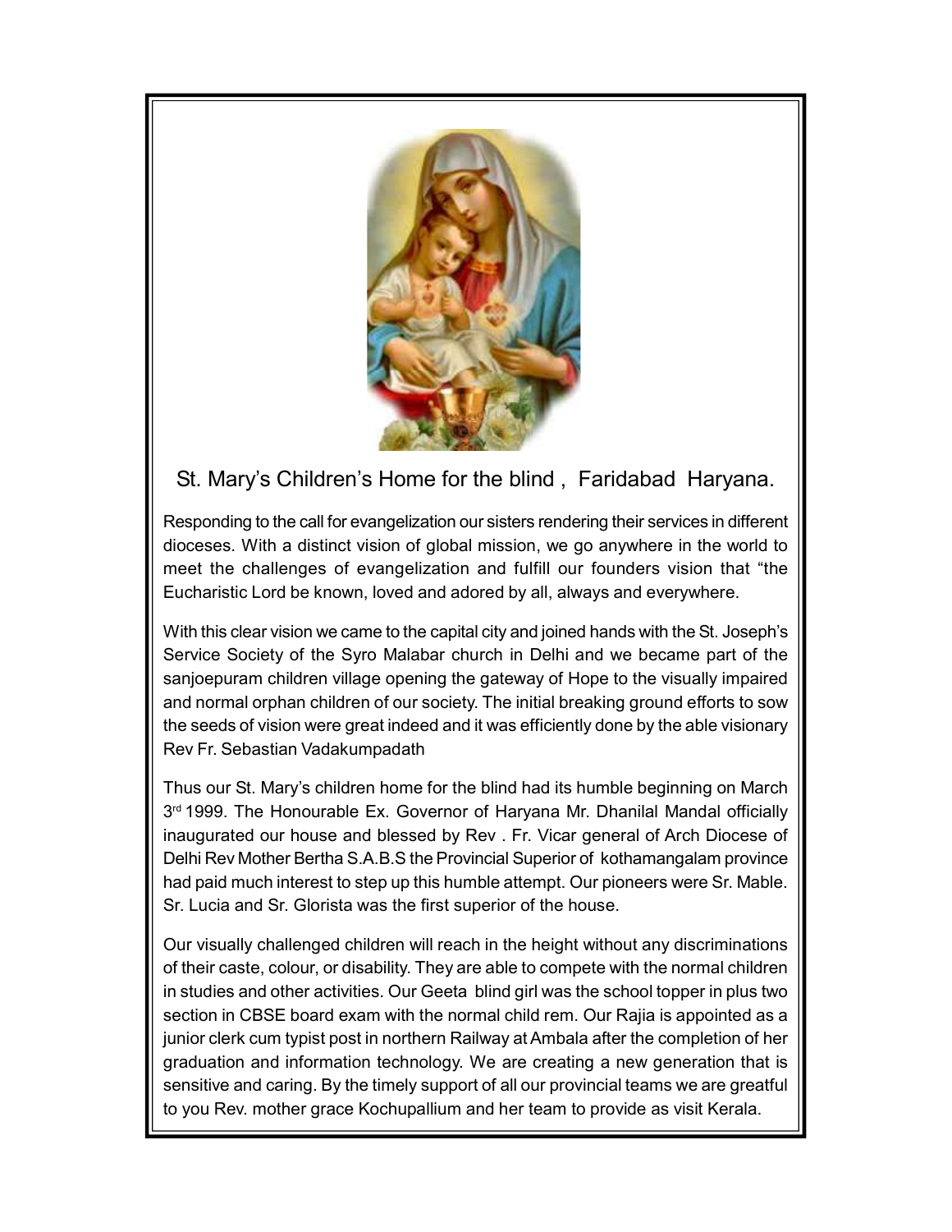## St. Mary's Children's Home for the blind , Faridabad Haryana.

Responding to the call for evangelization our sisters rendering their services in different dioceses. With a distinct vision of global mission, we go anywhere in the world to meet the challenges of evangelization and fulfill our founders vision that "the Eucharistic Lord be known, loved and adored by all, always and everywhere.

With this clear vision we came to the capital city and joined hands with the St. Joseph's Service Society of the Syro Malabar church in Delhi and we became part of the sanjoepuram children village opening the gateway of Hope to the visually impaired and normal orphan children of our society. The initial breaking ground efforts to sow the seeds of vision were great indeed and it was efficiently done by the able visionary Rev Fr. Sebastian Vadakumpadath

Thus our St. Mary's children home for the blind had its humble beginning on March 3rd 1999. The Honourable Ex. Governor of Haryana Mr. Dhanilal Mandal officially inaugurated our house and blessed by Rev . Fr. Vicar general of Arch Diocese of Delhi Rev Mother Bertha S.A.B.S the Provincial Superior of kothamangalam province had paid much interest to step up this humble attempt. Our pioneers were Sr. Mable. Sr. Lucia and Sr. Glorista was the first superior of the house.

Our visually challenged children will reach in the height without any discriminations of their caste, colour, or disability. They are able to compete with the normal children in studies and other activities. Our Geeta blind girl was the school topper in plus two section in CBSE board exam with the normal child rem. Our Rajia is appointed as a junior clerk cum typist post in northern Railway at Ambala after the completion of her graduation and information technology. We are creating a new generation that is sensitive and caring. By the timely support of all our provincial teams we are greatful to you Rev. mother grace Kochupallium and her team to provide as visit Kerala.